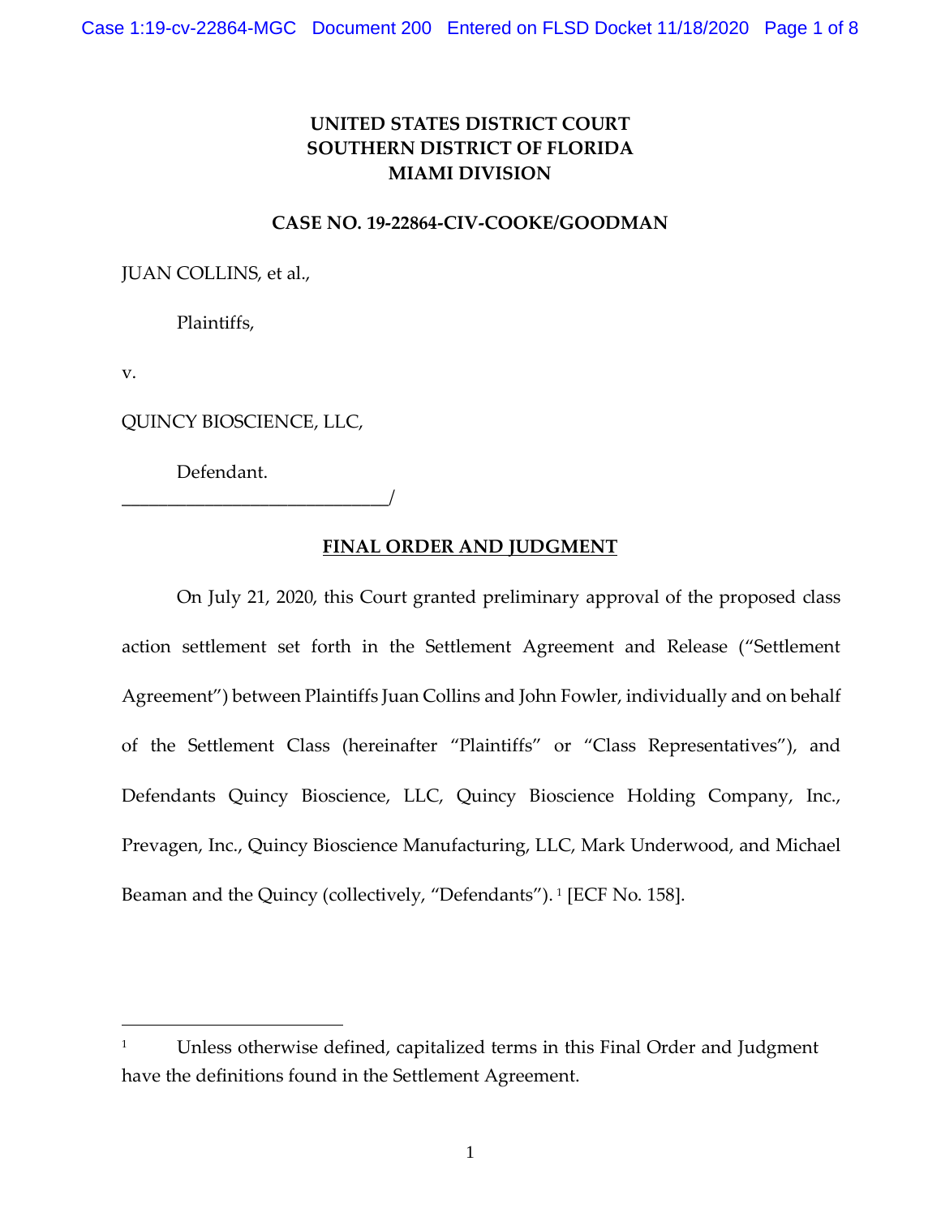**UNITED STATES DISTRICT COURT**
**SOUTHERN DISTRICT OF FLORIDA**
**MIAMI DIVISION**

**CASE NO. 19-22864-CIV-COOKE/GOODMAN**

JUAN COLLINS, et al.,

Plaintiffs,

v.

QUINCY BIOSCIENCE, LLC,

Defendant.
_____________________________/

**FINAL ORDER AND JUDGMENT**

On July 21, 2020, this Court granted preliminary approval of the proposed class action settlement set forth in the Settlement Agreement and Release ("Settlement Agreement") between Plaintiffs Juan Collins and John Fowler, individually and on behalf of the Settlement Class (hereinafter "Plaintiffs" or "Class Representatives"), and Defendants Quincy Bioscience, LLC, Quincy Bioscience Holding Company, Inc., Prevagen, Inc., Quincy Bioscience Manufacturing, LLC, Mark Underwood, and Michael Beaman and the Quincy (collectively, "Defendants"). [1] [ECF No. 158].

---

[1] Unless otherwise defined, capitalized terms in this Final Order and Judgment have the definitions found in the Settlement Agreement.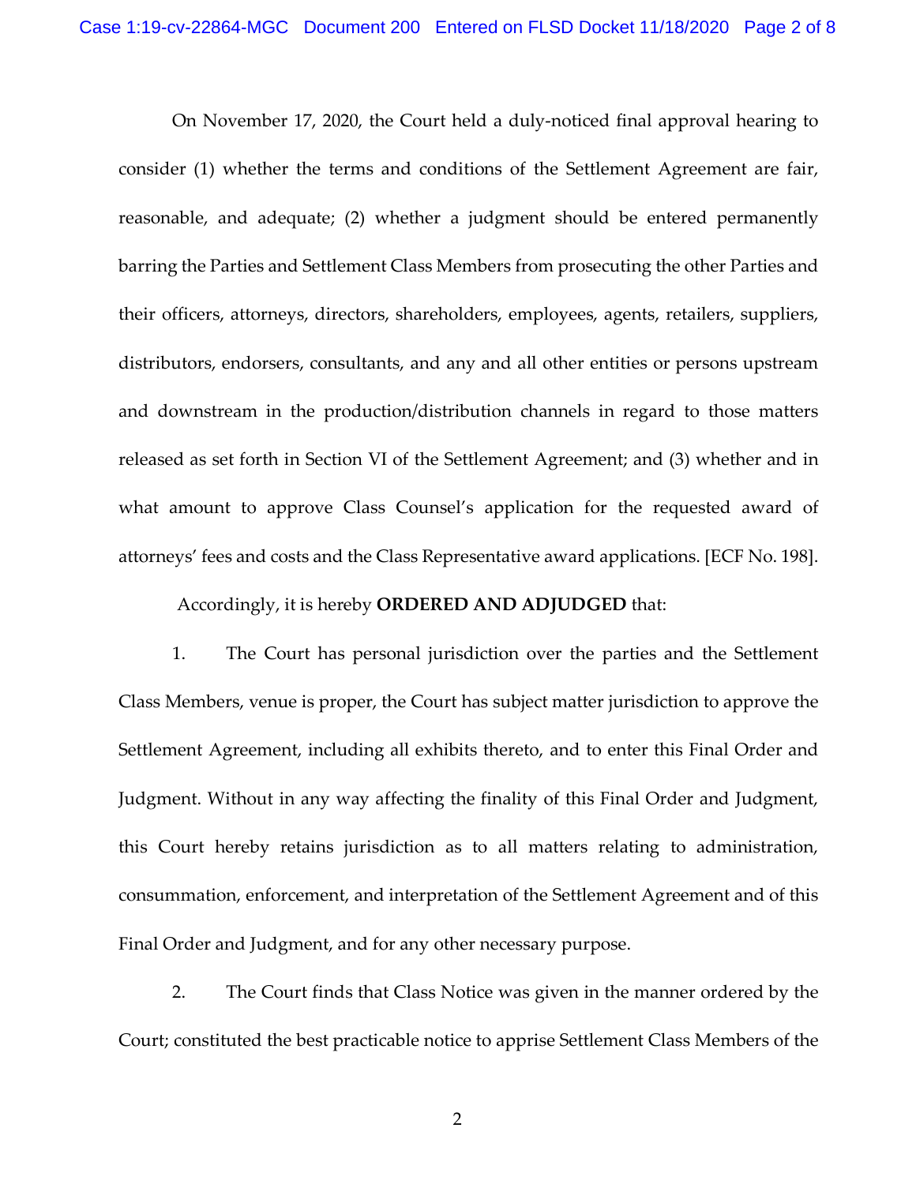On November 17, 2020, the Court held a duly-noticed final approval hearing to consider (1) whether the terms and conditions of the Settlement Agreement are fair, reasonable, and adequate; (2) whether a judgment should be entered permanently barring the Parties and Settlement Class Members from prosecuting the other Parties and their officers, attorneys, directors, shareholders, employees, agents, retailers, suppliers, distributors, endorsers, consultants, and any and all other entities or persons upstream and downstream in the production/distribution channels in regard to those matters released as set forth in Section VI of the Settlement Agreement; and (3) whether and in what amount to approve Class Counsel's application for the requested award of attorneys' fees and costs and the Class Representative award applications. [ECF No. 198].

Accordingly, it is hereby **ORDERED AND ADJUDGED** that:

1. The Court has personal jurisdiction over the parties and the Settlement Class Members, venue is proper, the Court has subject matter jurisdiction to approve the Settlement Agreement, including all exhibits thereto, and to enter this Final Order and Judgment. Without in any way affecting the finality of this Final Order and Judgment, this Court hereby retains jurisdiction as to all matters relating to administration, consummation, enforcement, and interpretation of the Settlement Agreement and of this Final Order and Judgment, and for any other necessary purpose.

2. The Court finds that Class Notice was given in the manner ordered by the Court; constituted the best practicable notice to apprise Settlement Class Members of the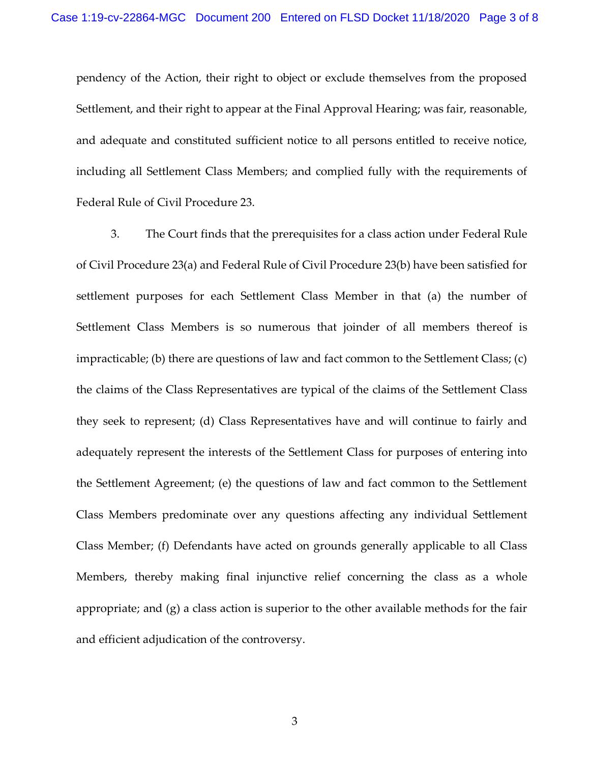pendency of the Action, their right to object or exclude themselves from the proposed Settlement, and their right to appear at the Final Approval Hearing; was fair, reasonable, and adequate and constituted sufficient notice to all persons entitled to receive notice, including all Settlement Class Members; and complied fully with the requirements of Federal Rule of Civil Procedure 23.

3. The Court finds that the prerequisites for a class action under Federal Rule of Civil Procedure 23(a) and Federal Rule of Civil Procedure 23(b) have been satisfied for settlement purposes for each Settlement Class Member in that (a) the number of Settlement Class Members is so numerous that joinder of all members thereof is impracticable; (b) there are questions of law and fact common to the Settlement Class; (c) the claims of the Class Representatives are typical of the claims of the Settlement Class they seek to represent; (d) Class Representatives have and will continue to fairly and adequately represent the interests of the Settlement Class for purposes of entering into the Settlement Agreement; (e) the questions of law and fact common to the Settlement Class Members predominate over any questions affecting any individual Settlement Class Member; (f) Defendants have acted on grounds generally applicable to all Class Members, thereby making final injunctive relief concerning the class as a whole appropriate; and (g) a class action is superior to the other available methods for the fair and efficient adjudication of the controversy.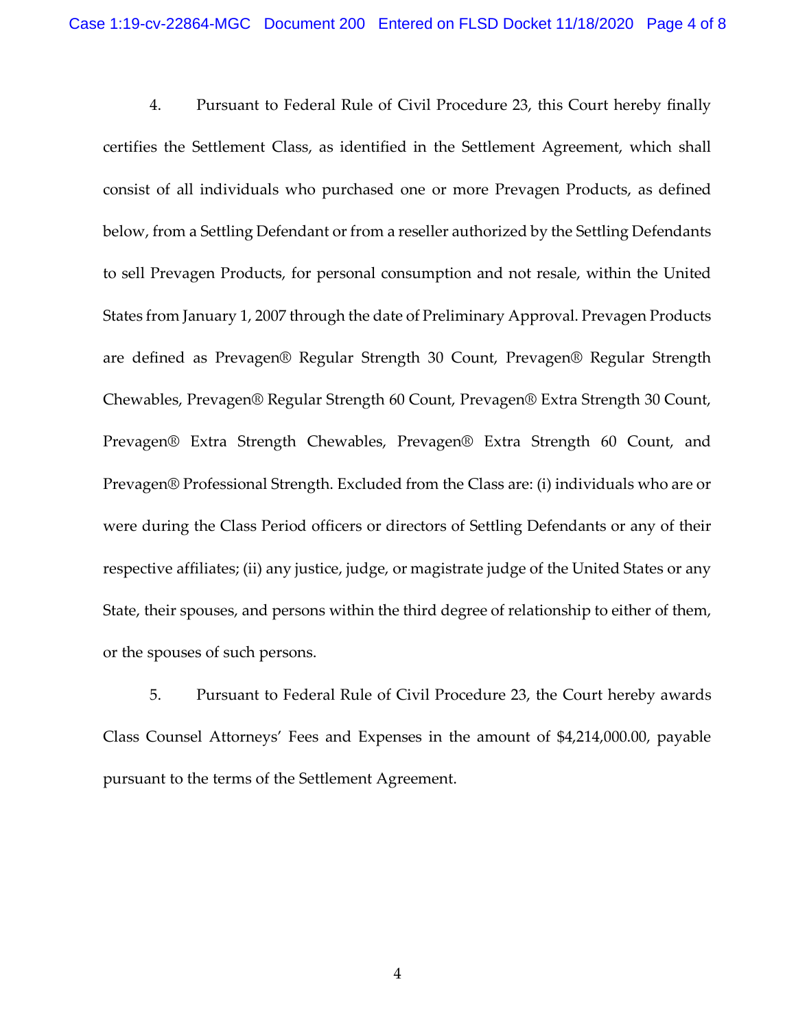4. Pursuant to Federal Rule of Civil Procedure 23, this Court hereby finally certifies the Settlement Class, as identified in the Settlement Agreement, which shall consist of all individuals who purchased one or more Prevagen Products, as defined below, from a Settling Defendant or from a reseller authorized by the Settling Defendants to sell Prevagen Products, for personal consumption and not resale, within the United States from January 1, 2007 through the date of Preliminary Approval. Prevagen Products are defined as Prevagen® Regular Strength 30 Count, Prevagen® Regular Strength Chewables, Prevagen® Regular Strength 60 Count, Prevagen® Extra Strength 30 Count, Prevagen® Extra Strength Chewables, Prevagen® Extra Strength 60 Count, and Prevagen® Professional Strength. Excluded from the Class are: (i) individuals who are or were during the Class Period officers or directors of Settling Defendants or any of their respective affiliates; (ii) any justice, judge, or magistrate judge of the United States or any State, their spouses, and persons within the third degree of relationship to either of them, or the spouses of such persons.

5. Pursuant to Federal Rule of Civil Procedure 23, the Court hereby awards Class Counsel Attorneys' Fees and Expenses in the amount of $4,214,000.00, payable pursuant to the terms of the Settlement Agreement.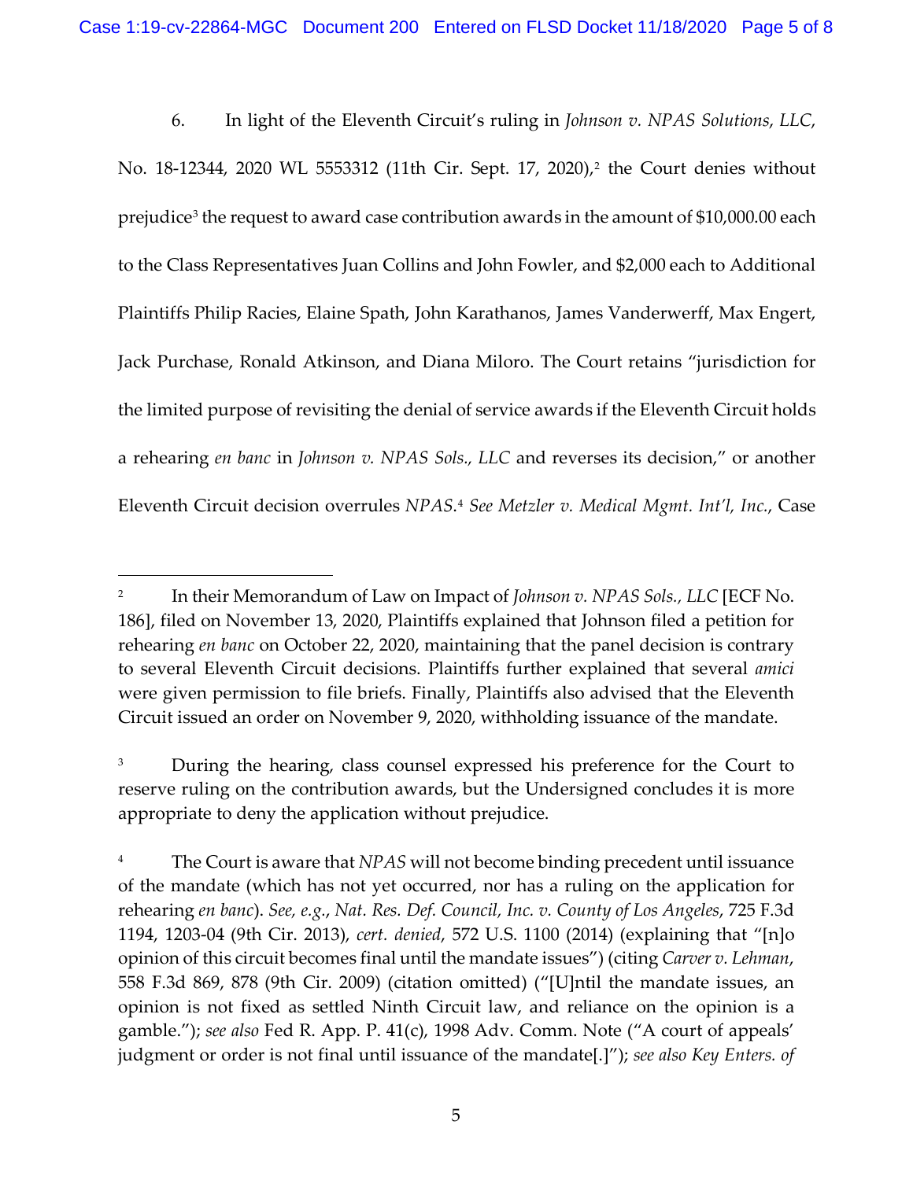6. In light of the Eleventh Circuit's ruling in *Johnson v. NPAS Solutions, LLC*, No. 18-12344, 2020 WL 5553312 (11th Cir. Sept. 17, 2020),[2] the Court denies without prejudice[3] the request to award case contribution awards in the amount of $10,000.00 each to the Class Representatives Juan Collins and John Fowler, and $2,000 each to Additional Plaintiffs Philip Racies, Elaine Spath, John Karathanos, James Vanderwerff, Max Engert, Jack Purchase, Ronald Atkinson, and Diana Miloro. The Court retains "jurisdiction for the limited purpose of revisiting the denial of service awards if the Eleventh Circuit holds a rehearing *en banc* in *Johnson v. NPAS Sols., LLC* and reverses its decision," or another Eleventh Circuit decision overrules *NPAS*.[4] *See Metzler v. Medical Mgmt. Int'l, Inc.*, Case

---

[2] In their Memorandum of Law on Impact of *Johnson v. NPAS Sols., LLC* [ECF No. 186], filed on November 13, 2020, Plaintiffs explained that Johnson filed a petition for rehearing *en banc* on October 22, 2020, maintaining that the panel decision is contrary to several Eleventh Circuit decisions. Plaintiffs further explained that several *amici* were given permission to file briefs. Finally, Plaintiffs also advised that the Eleventh Circuit issued an order on November 9, 2020, withholding issuance of the mandate.

[3] During the hearing, class counsel expressed his preference for the Court to reserve ruling on the contribution awards, but the Undersigned concludes it is more appropriate to deny the application without prejudice.

[4] The Court is aware that *NPAS* will not become binding precedent until issuance of the mandate (which has not yet occurred, nor has a ruling on the application for rehearing *en banc*). *See, e.g.*, *Nat. Res. Def. Council, Inc. v. County of Los Angeles*, 725 F.3d 1194, 1203-04 (9th Cir. 2013), *cert. denied*, 572 U.S. 1100 (2014) (explaining that "[n]o opinion of this circuit becomes final until the mandate issues") (citing *Carver v. Lehman*, 558 F.3d 869, 878 (9th Cir. 2009) (citation omitted) ("[U]ntil the mandate issues, an opinion is not fixed as settled Ninth Circuit law, and reliance on the opinion is a gamble."); *see also* Fed R. App. P. 41(c), 1998 Adv. Comm. Note ("A court of appeals' judgment or order is not final until issuance of the mandate[.]"); *see also Key Enters. of*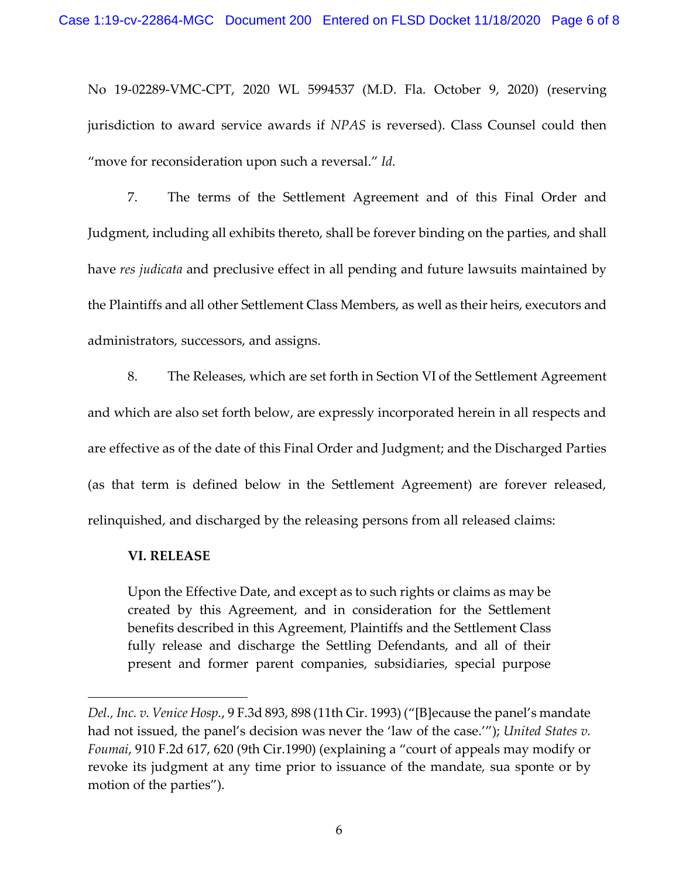No 19-02289-VMC-CPT, 2020 WL 5994537 (M.D. Fla. October 9, 2020) (reserving jurisdiction to award service awards if *NPAS* is reversed). Class Counsel could then "move for reconsideration upon such a reversal." *Id.*

7. The terms of the Settlement Agreement and of this Final Order and Judgment, including all exhibits thereto, shall be forever binding on the parties, and shall have *res judicata* and preclusive effect in all pending and future lawsuits maintained by the Plaintiffs and all other Settlement Class Members, as well as their heirs, executors and administrators, successors, and assigns.

8. The Releases, which are set forth in Section VI of the Settlement Agreement and which are also set forth below, are expressly incorporated herein in all respects and are effective as of the date of this Final Order and Judgment; and the Discharged Parties (as that term is defined below in the Settlement Agreement) are forever released, relinquished, and discharged by the releasing persons from all released claims:

> **VI. RELEASE**
>
> Upon the Effective Date, and except as to such rights or claims as may be created by this Agreement, and in consideration for the Settlement benefits described in this Agreement, Plaintiffs and the Settlement Class fully release and discharge the Settling Defendants, and all of their present and former parent companies, subsidiaries, special purpose

---

*Del., Inc. v. Venice Hosp.*, 9 F.3d 893, 898 (11th Cir. 1993) ("[B]ecause the panel's mandate had not issued, the panel's decision was never the 'law of the case.'"); *United States v. Foumai*, 910 F.2d 617, 620 (9th Cir.1990) (explaining a "court of appeals may modify or revoke its judgment at any time prior to issuance of the mandate, sua sponte or by motion of the parties").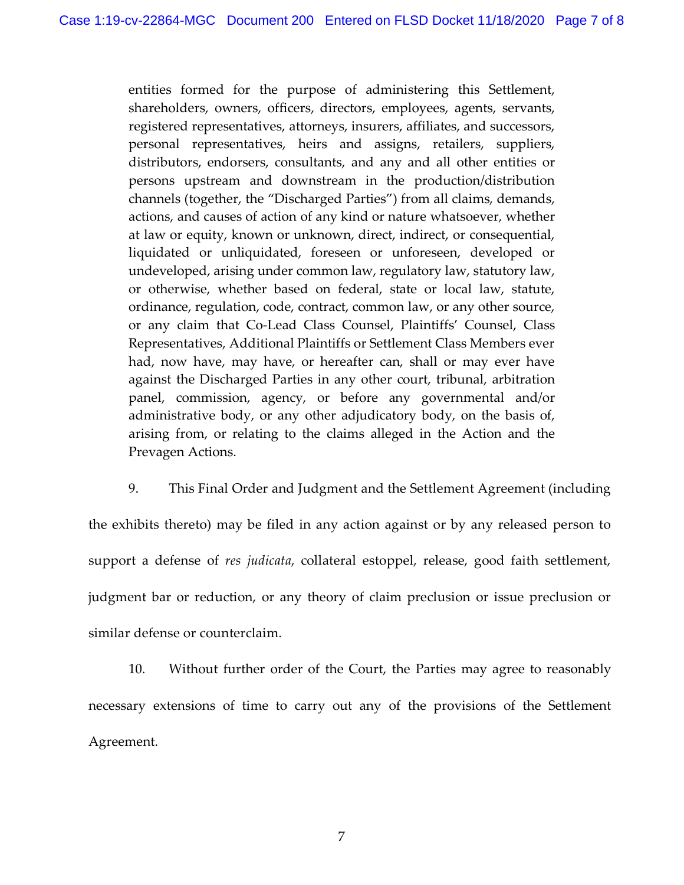entities formed for the purpose of administering this Settlement, shareholders, owners, officers, directors, employees, agents, servants, registered representatives, attorneys, insurers, affiliates, and successors, personal representatives, heirs and assigns, retailers, suppliers, distributors, endorsers, consultants, and any and all other entities or persons upstream and downstream in the production/distribution channels (together, the "Discharged Parties") from all claims, demands, actions, and causes of action of any kind or nature whatsoever, whether at law or equity, known or unknown, direct, indirect, or consequential, liquidated or unliquidated, foreseen or unforeseen, developed or undeveloped, arising under common law, regulatory law, statutory law, or otherwise, whether based on federal, state or local law, statute, ordinance, regulation, code, contract, common law, or any other source, or any claim that Co-Lead Class Counsel, Plaintiffs' Counsel, Class Representatives, Additional Plaintiffs or Settlement Class Members ever had, now have, may have, or hereafter can, shall or may ever have against the Discharged Parties in any other court, tribunal, arbitration panel, commission, agency, or before any governmental and/or administrative body, or any other adjudicatory body, on the basis of, arising from, or relating to the claims alleged in the Action and the Prevagen Actions.

9. This Final Order and Judgment and the Settlement Agreement (including the exhibits thereto) may be filed in any action against or by any released person to support a defense of *res judicata*, collateral estoppel, release, good faith settlement, judgment bar or reduction, or any theory of claim preclusion or issue preclusion or similar defense or counterclaim.

10. Without further order of the Court, the Parties may agree to reasonably necessary extensions of time to carry out any of the provisions of the Settlement Agreement.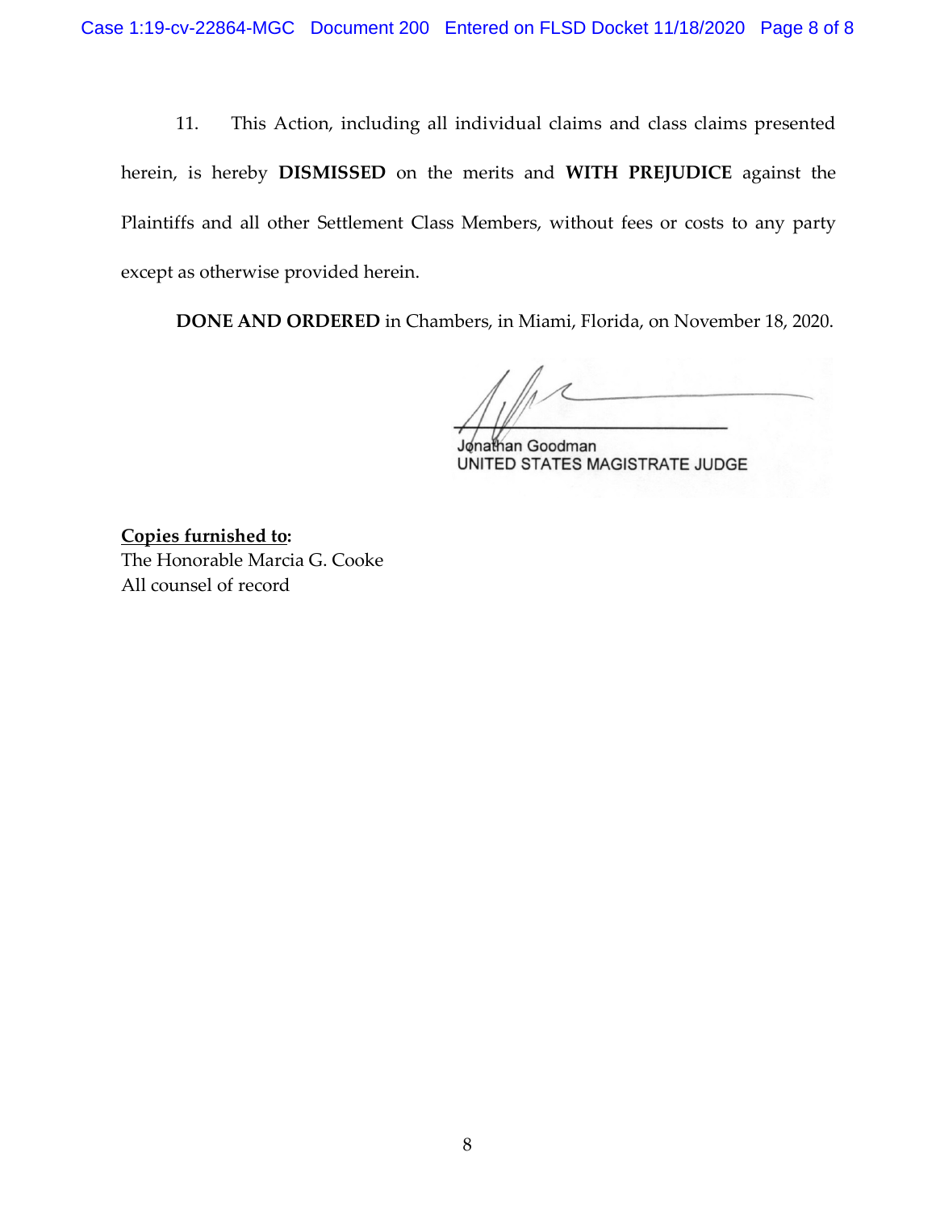11. This Action, including all individual claims and class claims presented herein, is hereby **DISMISSED** on the merits and **WITH PREJUDICE** against the Plaintiffs and all other Settlement Class Members, without fees or costs to any party except as otherwise provided herein.

**DONE AND ORDERED** in Chambers, in Miami, Florida, on November 18, 2020.

Jonathan Goodman
UNITED STATES MAGISTRATE JUDGE

**Copies furnished to:**
The Honorable Marcia G. Cooke
All counsel of record